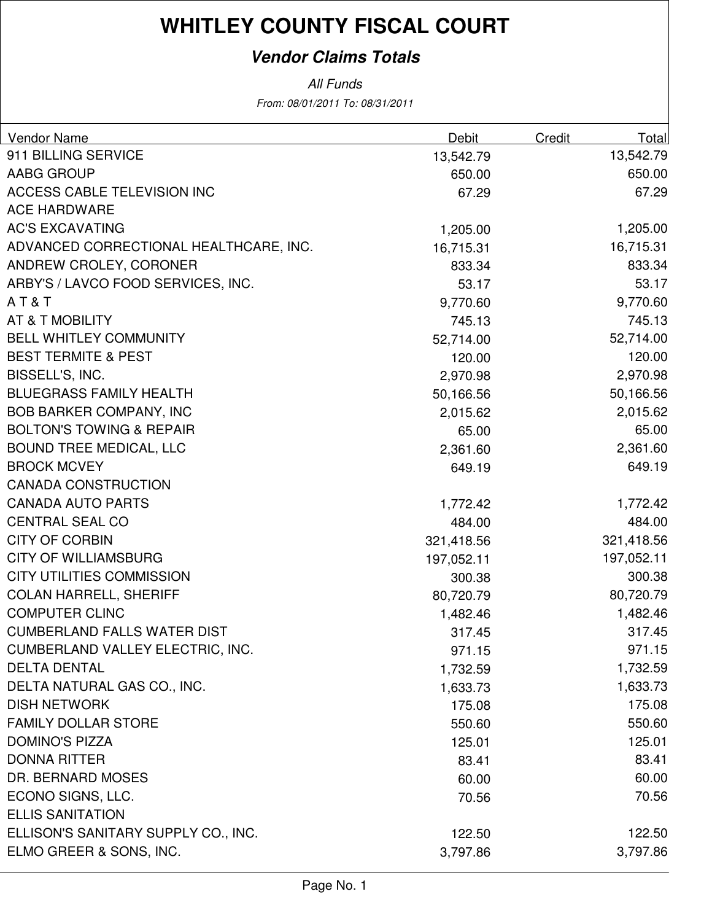# WHITLEY COUNTY FISCAL COURT

## *Vendor Claims Totals*

*All Funds*

*From: 08/01/2011 To: 08/31/2011*

| Vendor Name | Debit | Credit | Total |
|---|---|---|---|
| 911 BILLING SERVICE | 13,542.79 | | 13,542.79 |
| AABG GROUP | 650.00 | | 650.00 |
| ACCESS CABLE TELEVISION INC | 67.29 | | 67.29 |
| ACE HARDWARE | | | |
| AC'S EXCAVATING | 1,205.00 | | 1,205.00 |
| ADVANCED CORRECTIONAL HEALTHCARE, INC. | 16,715.31 | | 16,715.31 |
| ANDREW CROLEY, CORONER | 833.34 | | 833.34 |
| ARBY'S / LAVCO FOOD SERVICES, INC. | 53.17 | | 53.17 |
| A T & T | 9,770.60 | | 9,770.60 |
| AT & T MOBILITY | 745.13 | | 745.13 |
| BELL WHITLEY COMMUNITY | 52,714.00 | | 52,714.00 |
| BEST TERMITE & PEST | 120.00 | | 120.00 |
| BISSELL'S, INC. | 2,970.98 | | 2,970.98 |
| BLUEGRASS FAMILY HEALTH | 50,166.56 | | 50,166.56 |
| BOB BARKER COMPANY, INC | 2,015.62 | | 2,015.62 |
| BOLTON'S TOWING & REPAIR | 65.00 | | 65.00 |
| BOUND TREE MEDICAL, LLC | 2,361.60 | | 2,361.60 |
| BROCK MCVEY | 649.19 | | 649.19 |
| CANADA CONSTRUCTION | | | |
| CANADA AUTO PARTS | 1,772.42 | | 1,772.42 |
| CENTRAL SEAL CO | 484.00 | | 484.00 |
| CITY OF CORBIN | 321,418.56 | | 321,418.56 |
| CITY OF WILLIAMSBURG | 197,052.11 | | 197,052.11 |
| CITY UTILITIES COMMISSION | 300.38 | | 300.38 |
| COLAN HARRELL, SHERIFF | 80,720.79 | | 80,720.79 |
| COMPUTER CLINC | 1,482.46 | | 1,482.46 |
| CUMBERLAND FALLS WATER DIST | 317.45 | | 317.45 |
| CUMBERLAND VALLEY ELECTRIC, INC. | 971.15 | | 971.15 |
| DELTA DENTAL | 1,732.59 | | 1,732.59 |
| DELTA NATURAL GAS CO., INC. | 1,633.73 | | 1,633.73 |
| DISH NETWORK | 175.08 | | 175.08 |
| FAMILY DOLLAR STORE | 550.60 | | 550.60 |
| DOMINO'S PIZZA | 125.01 | | 125.01 |
| DONNA RITTER | 83.41 | | 83.41 |
| DR. BERNARD MOSES | 60.00 | | 60.00 |
| ECONO SIGNS, LLC. | 70.56 | | 70.56 |
| ELLIS SANITATION | | | |
| ELLISON'S SANITARY SUPPLY CO., INC. | 122.50 | | 122.50 |
| ELMO GREER & SONS, INC. | 3,797.86 | | 3,797.86 |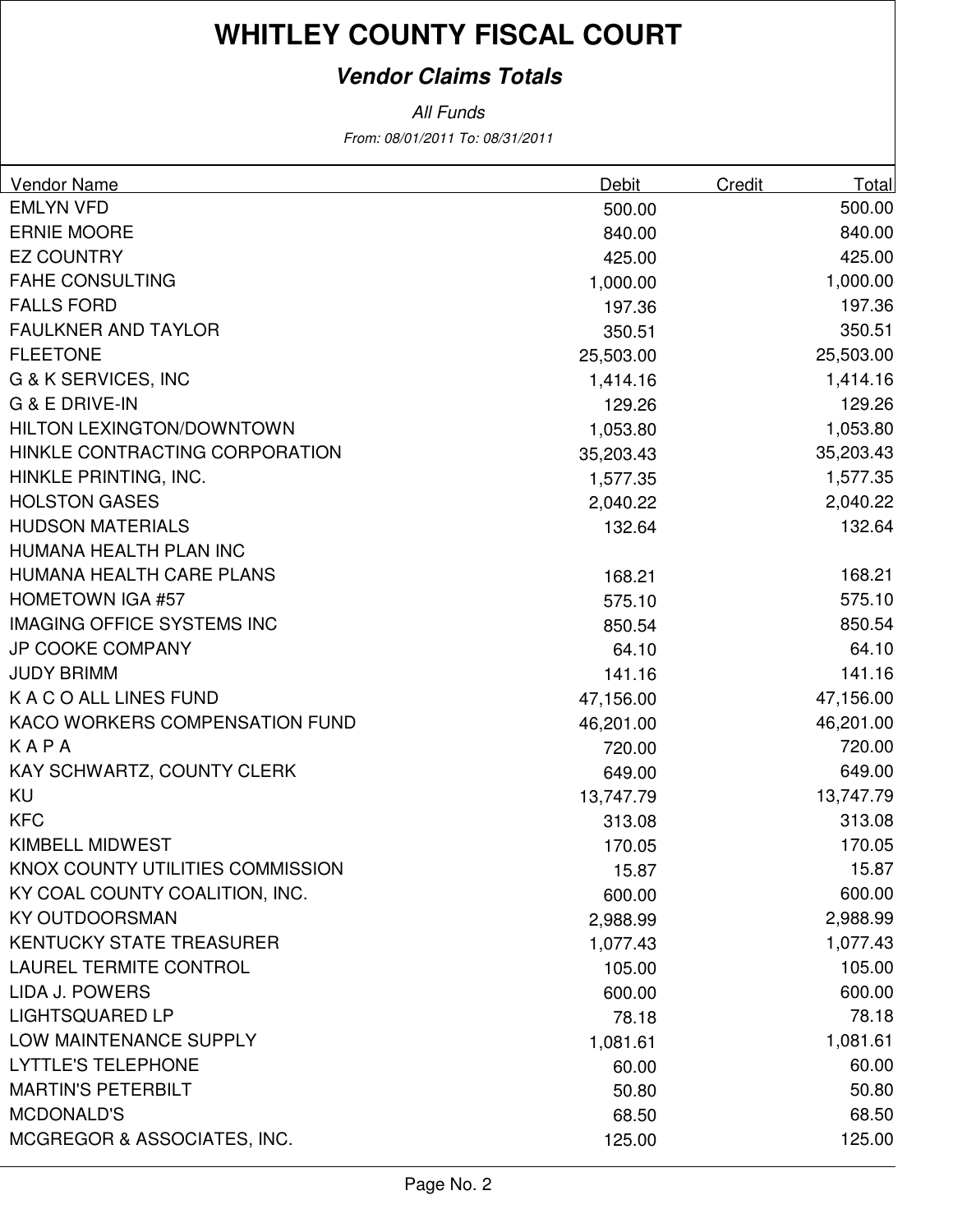# WHITLEY COUNTY FISCAL COURT

## *Vendor Claims Totals*

*All Funds*

*From: 08/01/2011 To: 08/31/2011*

| Vendor Name | Debit | Credit | Total |
|---|---|---|---|
| EMLYN VFD | 500.00 | | 500.00 |
| ERNIE MOORE | 840.00 | | 840.00 |
| EZ COUNTRY | 425.00 | | 425.00 |
| FAHE CONSULTING | 1,000.00 | | 1,000.00 |
| FALLS FORD | 197.36 | | 197.36 |
| FAULKNER AND TAYLOR | 350.51 | | 350.51 |
| FLEETONE | 25,503.00 | | 25,503.00 |
| G & K SERVICES, INC | 1,414.16 | | 1,414.16 |
| G & E DRIVE-IN | 129.26 | | 129.26 |
| HILTON LEXINGTON/DOWNTOWN | 1,053.80 | | 1,053.80 |
| HINKLE CONTRACTING CORPORATION | 35,203.43 | | 35,203.43 |
| HINKLE PRINTING, INC. | 1,577.35 | | 1,577.35 |
| HOLSTON GASES | 2,040.22 | | 2,040.22 |
| HUDSON MATERIALS | 132.64 | | 132.64 |
| HUMANA HEALTH PLAN INC | | | |
| HUMANA HEALTH CARE PLANS | 168.21 | | 168.21 |
| HOMETOWN IGA #57 | 575.10 | | 575.10 |
| IMAGING OFFICE SYSTEMS INC | 850.54 | | 850.54 |
| JP COOKE COMPANY | 64.10 | | 64.10 |
| JUDY BRIMM | 141.16 | | 141.16 |
| K A C O ALL LINES FUND | 47,156.00 | | 47,156.00 |
| KACO WORKERS COMPENSATION FUND | 46,201.00 | | 46,201.00 |
| K A P A | 720.00 | | 720.00 |
| KAY SCHWARTZ, COUNTY CLERK | 649.00 | | 649.00 |
| KU | 13,747.79 | | 13,747.79 |
| KFC | 313.08 | | 313.08 |
| KIMBELL MIDWEST | 170.05 | | 170.05 |
| KNOX COUNTY UTILITIES COMMISSION | 15.87 | | 15.87 |
| KY COAL COUNTY COALITION, INC. | 600.00 | | 600.00 |
| KY OUTDOORSMAN | 2,988.99 | | 2,988.99 |
| KENTUCKY STATE TREASURER | 1,077.43 | | 1,077.43 |
| LAUREL TERMITE CONTROL | 105.00 | | 105.00 |
| LIDA J. POWERS | 600.00 | | 600.00 |
| LIGHTSQUARED LP | 78.18 | | 78.18 |
| LOW MAINTENANCE SUPPLY | 1,081.61 | | 1,081.61 |
| LYTTLE'S TELEPHONE | 60.00 | | 60.00 |
| MARTIN'S PETERBILT | 50.80 | | 50.80 |
| MCDONALD'S | 68.50 | | 68.50 |
| MCGREGOR & ASSOCIATES, INC. | 125.00 | | 125.00 |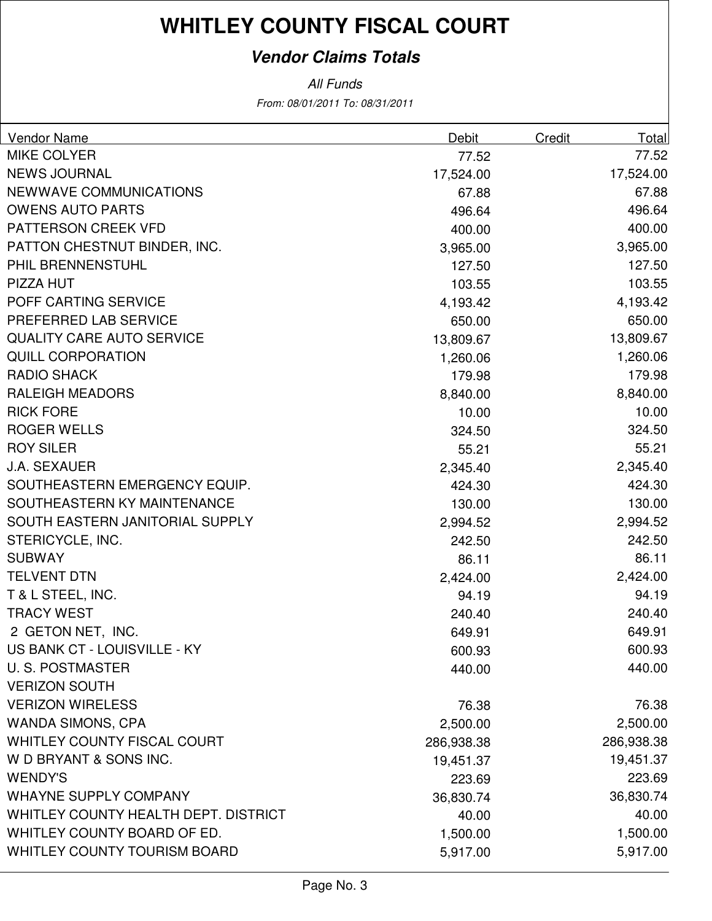# WHITLEY COUNTY FISCAL COURT

## *Vendor Claims Totals*

*All Funds*

*From: 08/01/2011 To: 08/31/2011*

| Vendor Name | Debit | Credit | Total |
|---|---|---|---|
| MIKE COLYER | 77.52 | | 77.52 |
| NEWS JOURNAL | 17,524.00 | | 17,524.00 |
| NEWWAVE COMMUNICATIONS | 67.88 | | 67.88 |
| OWENS AUTO PARTS | 496.64 | | 496.64 |
| PATTERSON CREEK VFD | 400.00 | | 400.00 |
| PATTON CHESTNUT BINDER, INC. | 3,965.00 | | 3,965.00 |
| PHIL BRENNENSTUHL | 127.50 | | 127.50 |
| PIZZA HUT | 103.55 | | 103.55 |
| POFF CARTING SERVICE | 4,193.42 | | 4,193.42 |
| PREFERRED LAB SERVICE | 650.00 | | 650.00 |
| QUALITY CARE AUTO SERVICE | 13,809.67 | | 13,809.67 |
| QUILL CORPORATION | 1,260.06 | | 1,260.06 |
| RADIO SHACK | 179.98 | | 179.98 |
| RALEIGH MEADORS | 8,840.00 | | 8,840.00 |
| RICK FORE | 10.00 | | 10.00 |
| ROGER WELLS | 324.50 | | 324.50 |
| ROY SILER | 55.21 | | 55.21 |
| J.A. SEXAUER | 2,345.40 | | 2,345.40 |
| SOUTHEASTERN EMERGENCY EQUIP. | 424.30 | | 424.30 |
| SOUTHEASTERN KY MAINTENANCE | 130.00 | | 130.00 |
| SOUTH EASTERN JANITORIAL SUPPLY | 2,994.52 | | 2,994.52 |
| STERICYCLE, INC. | 242.50 | | 242.50 |
| SUBWAY | 86.11 | | 86.11 |
| TELVENT DTN | 2,424.00 | | 2,424.00 |
| T & L STEEL, INC. | 94.19 | | 94.19 |
| TRACY WEST | 240.40 | | 240.40 |
| 2 GETON NET, INC. | 649.91 | | 649.91 |
| US BANK CT - LOUISVILLE - KY | 600.93 | | 600.93 |
| U. S. POSTMASTER | 440.00 | | 440.00 |
| VERIZON SOUTH | | | |
| VERIZON WIRELESS | 76.38 | | 76.38 |
| WANDA SIMONS, CPA | 2,500.00 | | 2,500.00 |
| WHITLEY COUNTY FISCAL COURT | 286,938.38 | | 286,938.38 |
| W D BRYANT & SONS INC. | 19,451.37 | | 19,451.37 |
| WENDY'S | 223.69 | | 223.69 |
| WHAYNE SUPPLY COMPANY | 36,830.74 | | 36,830.74 |
| WHITLEY COUNTY HEALTH DEPT. DISTRICT | 40.00 | | 40.00 |
| WHITLEY COUNTY BOARD OF ED. | 1,500.00 | | 1,500.00 |
| WHITLEY COUNTY TOURISM BOARD | 5,917.00 | | 5,917.00 |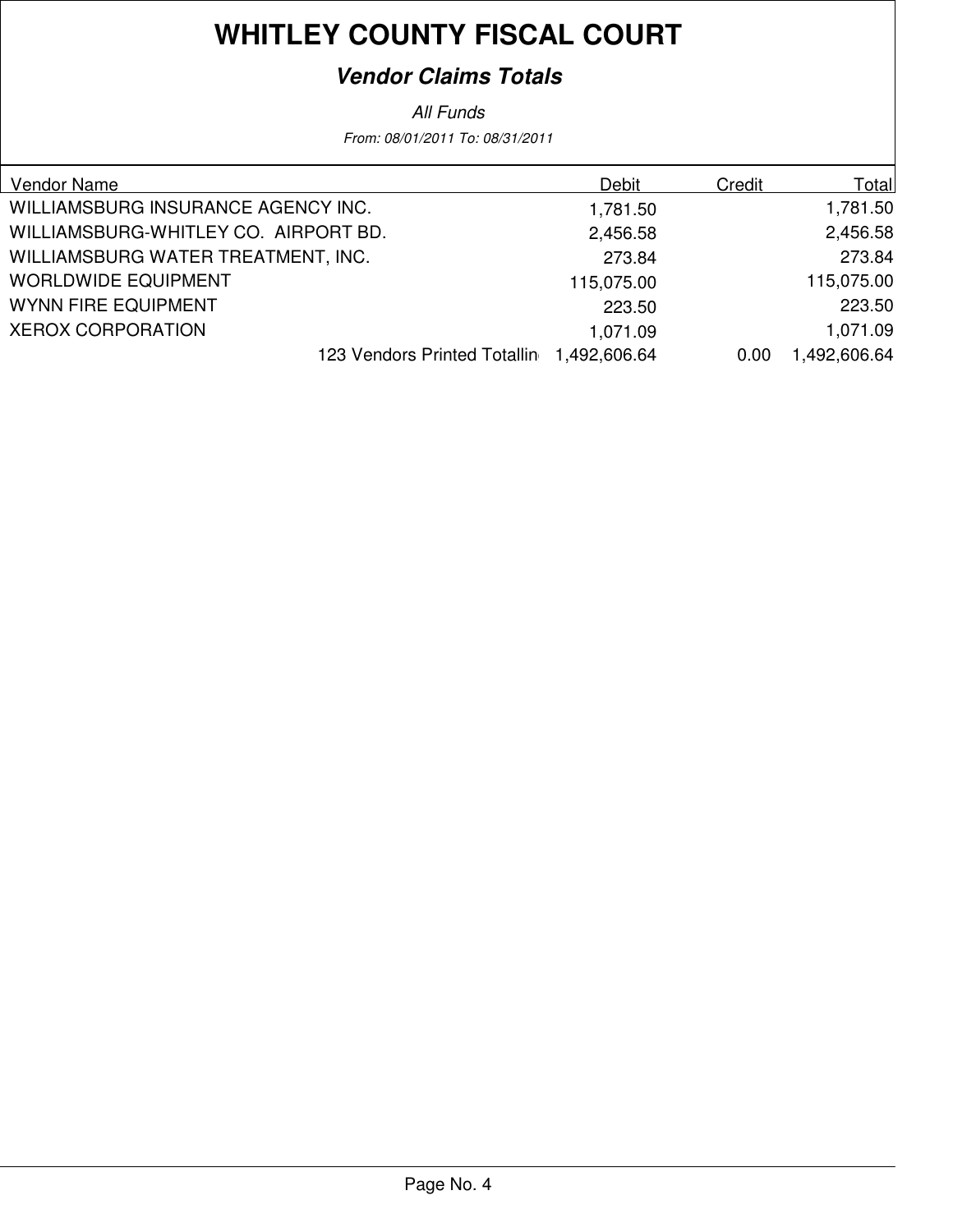# WHITLEY COUNTY FISCAL COURT

## *Vendor Claims Totals*

*All Funds*

*From: 08/01/2011 To: 08/31/2011*

| Vendor Name | Debit | Credit | Total |
|---|---|---|---|
| WILLIAMSBURG INSURANCE AGENCY INC. | 1,781.50 | | 1,781.50 |
| WILLIAMSBURG-WHITLEY CO.  AIRPORT BD. | 2,456.58 | | 2,456.58 |
| WILLIAMSBURG WATER TREATMENT, INC. | 273.84 | | 273.84 |
| WORLDWIDE EQUIPMENT | 115,075.00 | | 115,075.00 |
| WYNN FIRE EQUIPMENT | 223.50 | | 223.50 |
| XEROX CORPORATION | 1,071.09 | | 1,071.09 |
| 123 Vendors Printed Totallin | 1,492,606.64 | 0.00 | 1,492,606.64 |